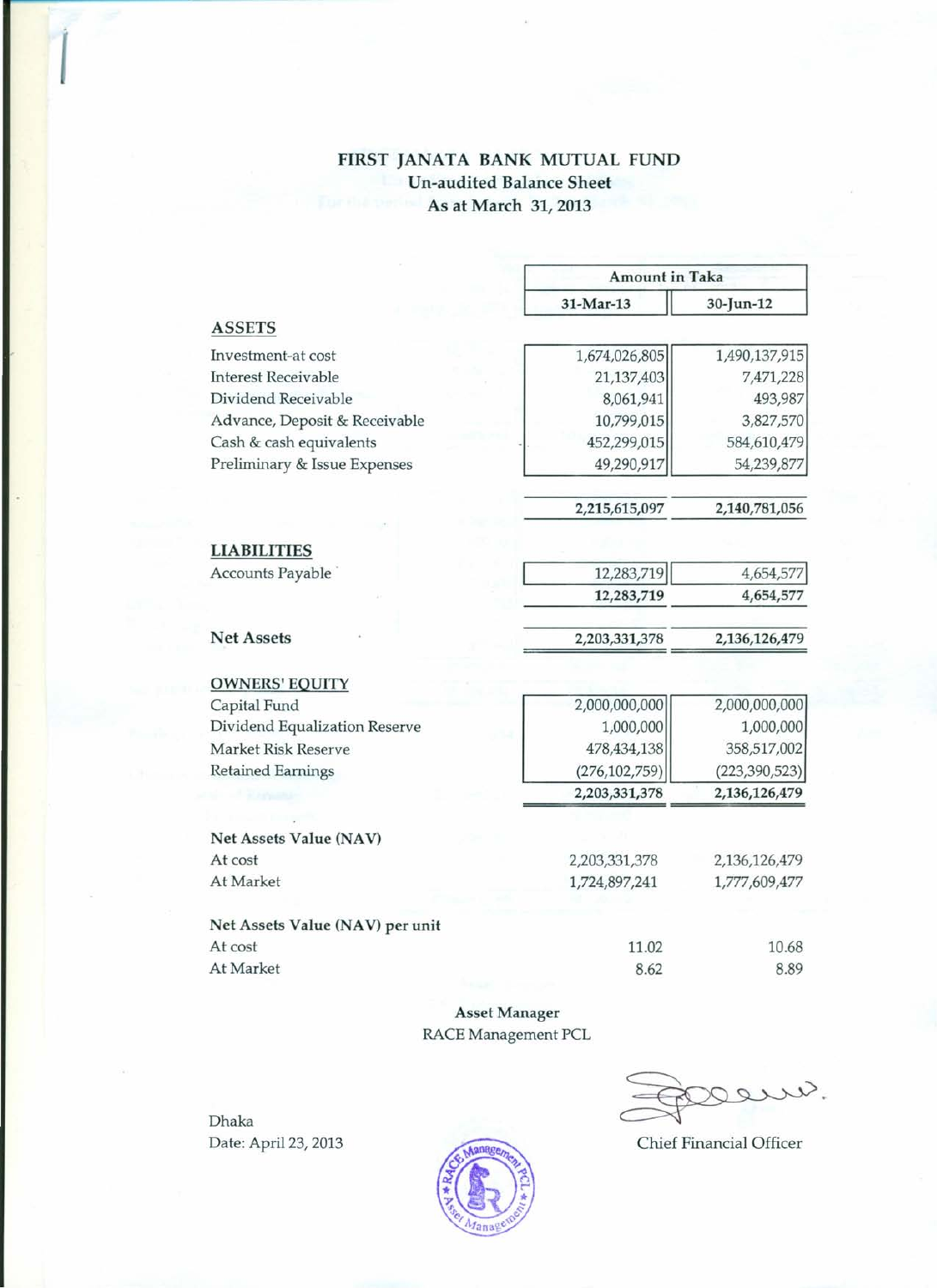# FIRST JANATA BANK MUTUAL FUND

## Un-audited Balance Sheet

### As at March 31, 2013

| | Amount in Taka | |
|---|---|---|
| | 31-Mar-13 | 30-Jun-12 |
| **ASSETS** | | |
| Investment-at cost | 1,674,026,805 | 1,490,137,915 |
| Interest Receivable | 21,137,403 | 7,471,228 |
| Dividend Receivable | 8,061,941 | 493,987 |
| Advance, Deposit & Receivable | 10,799,015 | 3,827,570 |
| Cash & cash equivalents | 452,299,015 | 584,610,479 |
| Preliminary & Issue Expenses | 49,290,917 | 54,239,877 |
| | **2,215,615,097** | **2,140,781,056** |
| **LIABILITIES** | | |
| Accounts Payable | 12,283,719 | 4,654,577 |
| | **12,283,719** | **4,654,577** |
| **Net Assets** | **2,203,331,378** | **2,136,126,479** |
| **OWNERS' EQUITY** | | |
| Capital Fund | 2,000,000,000 | 2,000,000,000 |
| Dividend Equalization Reserve | 1,000,000 | 1,000,000 |
| Market Risk Reserve | 478,434,138 | 358,517,002 |
| Retained Earnings | (276,102,759) | (223,390,523) |
| | **2,203,331,378** | **2,136,126,479** |
| **Net Assets Value (NAV)** | | |
| At cost | 2,203,331,378 | 2,136,126,479 |
| At Market | 1,724,897,241 | 1,777,609,477 |
| **Net Assets Value (NAV) per unit** | | |
| At cost | 11.02 | 10.68 |
| At Market | 8.62 | 8.89 |

**Asset Manager**
RACE Management PCL

Dhaka
Date: April 23, 2013

Chief Financial Officer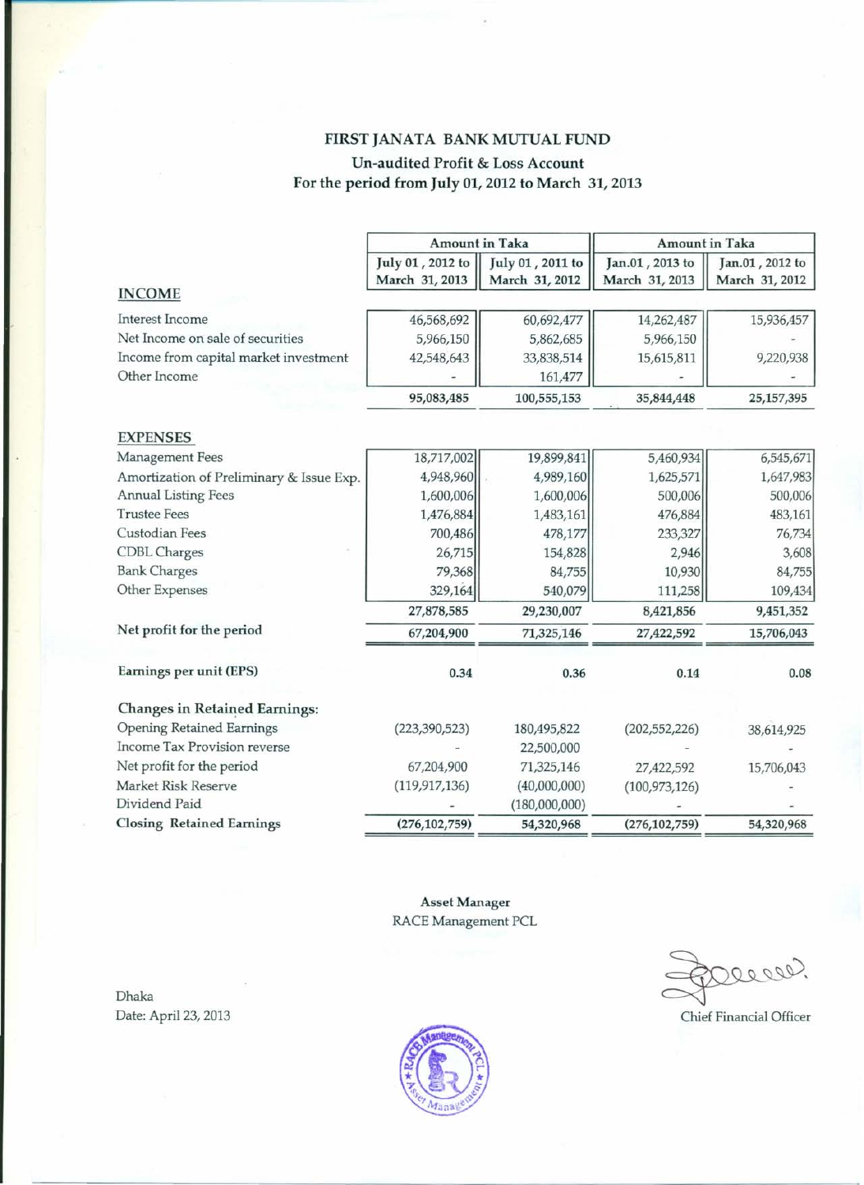# FIRST JANATA BANK MUTUAL FUND

## Un-audited Profit & Loss Account

### For the period from July 01, 2012 to March 31, 2013

| | Amount in Taka | | Amount in Taka | |
|---|---|---|---|---|
| | July 01 , 2012 to March 31, 2013 | July 01 , 2011 to March 31, 2012 | Jan.01 , 2013 to March 31, 2013 | Jan.01 , 2012 to March 31, 2012 |
| **INCOME** | | | | |
| Interest Income | 46,568,692 | 60,692,477 | 14,262,487 | 15,936,457 |
| Net Income on sale of securities | 5,966,150 | 5,862,685 | 5,966,150 | - |
| Income from capital market investment | 42,548,643 | 33,838,514 | 15,615,811 | 9,220,938 |
| Other Income | - | 161,477 | - | - |
| | 95,083,485 | 100,555,153 | 35,844,448 | 25,157,395 |
| **EXPENSES** | | | | |
| Management Fees | 18,717,002 | 19,899,841 | 5,460,934 | 6,545,671 |
| Amortization of Preliminary & Issue Exp. | 4,948,960 | 4,989,160 | 1,625,571 | 1,647,983 |
| Annual Listing Fees | 1,600,006 | 1,600,006 | 500,006 | 500,006 |
| Trustee Fees | 1,476,884 | 1,483,161 | 476,884 | 483,161 |
| Custodian Fees | 700,486 | 478,177 | 233,327 | 76,734 |
| CDBL Charges | 26,715 | 154,828 | 2,946 | 3,608 |
| Bank Charges | 79,368 | 84,755 | 10,930 | 84,755 |
| Other Expenses | 329,164 | 540,079 | 111,258 | 109,434 |
| | 27,878,585 | 29,230,007 | 8,421,856 | 9,451,352 |
| **Net profit for the period** | 67,204,900 | 71,325,146 | 27,422,592 | 15,706,043 |
| **Earnings per unit (EPS)** | 0.34 | 0.36 | 0.14 | 0.08 |
| **Changes in Retained Earnings:** | | | | |
| Opening Retained Earnings | (223,390,523) | 180,495,822 | (202,552,226) | 38,614,925 |
| Income Tax Provision reverse | - | 22,500,000 | - | - |
| Net profit for the period | 67,204,900 | 71,325,146 | 27,422,592 | 15,706,043 |
| Market Risk Reserve | (119,917,136) | (40,000,000) | (100,973,126) | - |
| Dividend Paid | - | (180,000,000) | - | - |
| **Closing Retained Earnings** | (276,102,759) | 54,320,968 | (276,102,759) | 54,320,968 |

**Asset Manager**
RACE Management PCL

Chief Financial Officer

Dhaka
Date: April 23, 2013